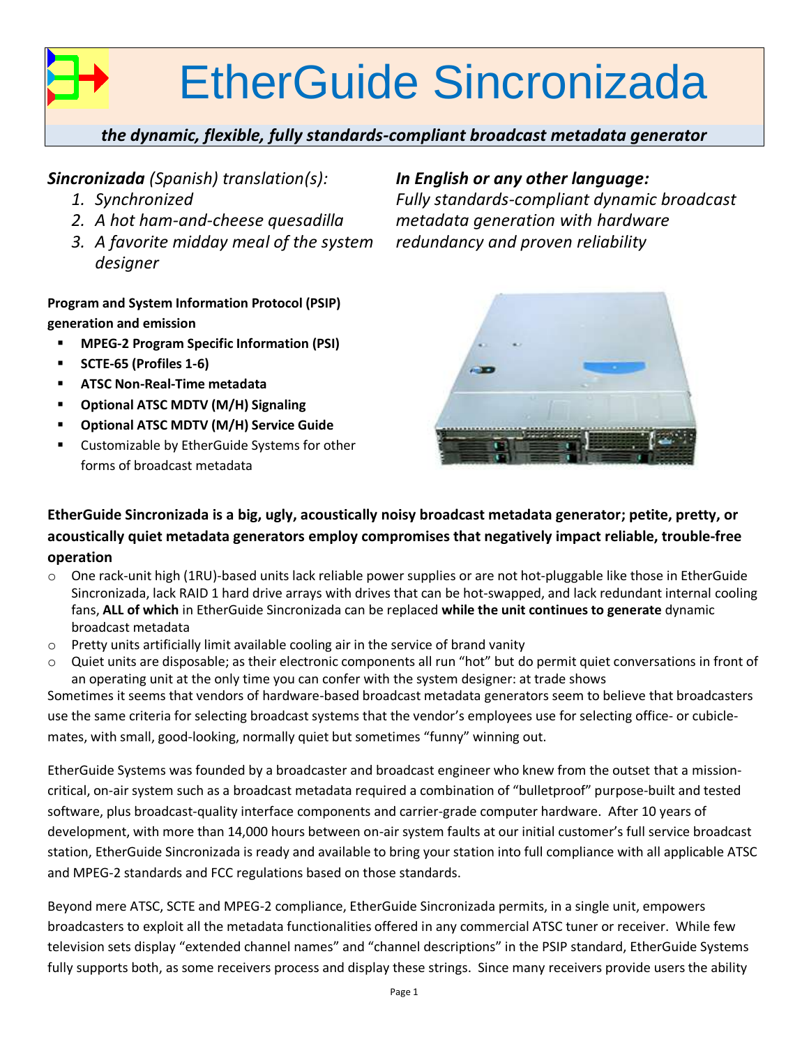# EtherGuide Sincronizada

***the dynamic, flexible, fully standards-compliant broadcast metadata generator***

***Sincronizada** (Spanish) translation(s):*

1. *Synchronized*
2. *A hot ham-and-cheese quesadilla*
3. *A favorite midday meal of the system designer*

***In English or any other language:***
*Fully standards-compliant dynamic broadcast metadata generation with hardware redundancy and proven reliability*

**Program and System Information Protocol (PSIP) generation and emission**

- **MPEG-2 Program Specific Information (PSI)**
- **SCTE-65 (Profiles 1-6)**
- **ATSC Non-Real-Time metadata**
- **Optional ATSC MDTV (M/H) Signaling**
- **Optional ATSC MDTV (M/H) Service Guide**
- Customizable by EtherGuide Systems for other forms of broadcast metadata

**EtherGuide Sincronizada is a big, ugly, acoustically noisy broadcast metadata generator; petite, pretty, or acoustically quiet metadata generators employ compromises that negatively impact reliable, trouble-free operation**

- One rack-unit high (1RU)-based units lack reliable power supplies or are not hot-pluggable like those in EtherGuide Sincronizada, lack RAID 1 hard drive arrays with drives that can be hot-swapped, and lack redundant internal cooling fans, **ALL of which** in EtherGuide Sincronizada can be replaced **while the unit continues to generate** dynamic broadcast metadata
- Pretty units artificially limit available cooling air in the service of brand vanity
- Quiet units are disposable; as their electronic components all run "hot" but do permit quiet conversations in front of an operating unit at the only time you can confer with the system designer: at trade shows

Sometimes it seems that vendors of hardware-based broadcast metadata generators seem to believe that broadcasters use the same criteria for selecting broadcast systems that the vendor's employees use for selecting office- or cubicle-mates, with small, good-looking, normally quiet but sometimes "funny" winning out.

EtherGuide Systems was founded by a broadcaster and broadcast engineer who knew from the outset that a mission-critical, on-air system such as a broadcast metadata required a combination of "bulletproof" purpose-built and tested software, plus broadcast-quality interface components and carrier-grade computer hardware. After 10 years of development, with more than 14,000 hours between on-air system faults at our initial customer's full service broadcast station, EtherGuide Sincronizada is ready and available to bring your station into full compliance with all applicable ATSC and MPEG-2 standards and FCC regulations based on those standards.

Beyond mere ATSC, SCTE and MPEG-2 compliance, EtherGuide Sincronizada permits, in a single unit, empowers broadcasters to exploit all the metadata functionalities offered in any commercial ATSC tuner or receiver. While few television sets display "extended channel names" and "channel descriptions" in the PSIP standard, EtherGuide Systems fully supports both, as some receivers process and display these strings. Since many receivers provide users the ability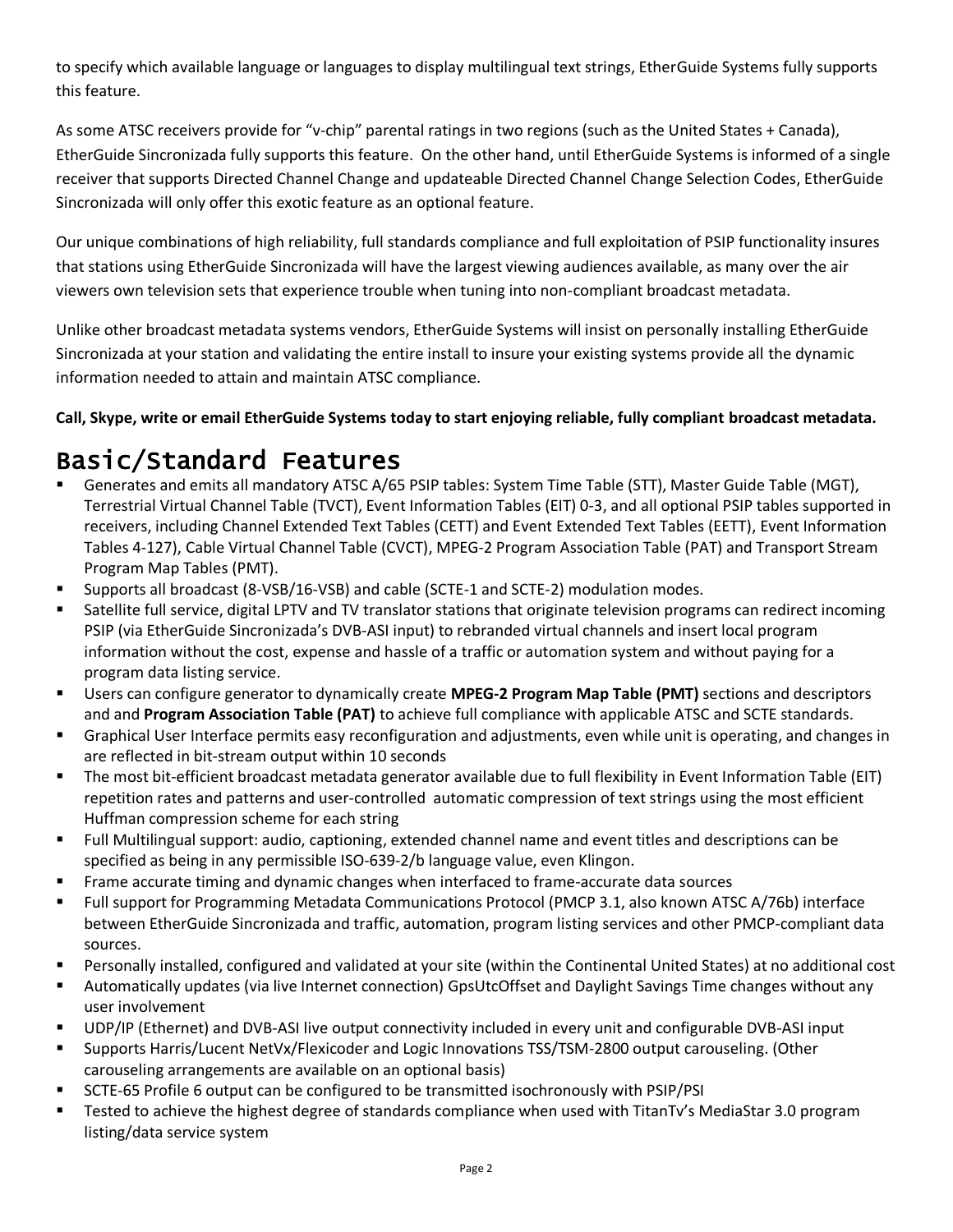to specify which available language or languages to display multilingual text strings, EtherGuide Systems fully supports this feature.

As some ATSC receivers provide for “v-chip” parental ratings in two regions (such as the United States + Canada), EtherGuide Sincronizada fully supports this feature. On the other hand, until EtherGuide Systems is informed of a single receiver that supports Directed Channel Change and updateable Directed Channel Change Selection Codes, EtherGuide Sincronizada will only offer this exotic feature as an optional feature.

Our unique combinations of high reliability, full standards compliance and full exploitation of PSIP functionality insures that stations using EtherGuide Sincronizada will have the largest viewing audiences available, as many over the air viewers own television sets that experience trouble when tuning into non-compliant broadcast metadata.

Unlike other broadcast metadata systems vendors, EtherGuide Systems will insist on personally installing EtherGuide Sincronizada at your station and validating the entire install to insure your existing systems provide all the dynamic information needed to attain and maintain ATSC compliance.

**Call, Skype, write or email EtherGuide Systems today to start enjoying reliable, fully compliant broadcast metadata.**

# Basic/Standard Features

- Generates and emits all mandatory ATSC A/65 PSIP tables: System Time Table (STT), Master Guide Table (MGT), Terrestrial Virtual Channel Table (TVCT), Event Information Tables (EIT) 0-3, and all optional PSIP tables supported in receivers, including Channel Extended Text Tables (CETT) and Event Extended Text Tables (EETT), Event Information Tables 4-127), Cable Virtual Channel Table (CVCT), MPEG-2 Program Association Table (PAT) and Transport Stream Program Map Tables (PMT).
- Supports all broadcast (8-VSB/16-VSB) and cable (SCTE-1 and SCTE-2) modulation modes.
- Satellite full service, digital LPTV and TV translator stations that originate television programs can redirect incoming PSIP (via EtherGuide Sincronizada’s DVB-ASI input) to rebranded virtual channels and insert local program information without the cost, expense and hassle of a traffic or automation system and without paying for a program data listing service.
- Users can configure generator to dynamically create **MPEG-2 Program Map Table (PMT)** sections and descriptors and and **Program Association Table (PAT)** to achieve full compliance with applicable ATSC and SCTE standards.
- Graphical User Interface permits easy reconfiguration and adjustments, even while unit is operating, and changes in are reflected in bit-stream output within 10 seconds
- The most bit-efficient broadcast metadata generator available due to full flexibility in Event Information Table (EIT) repetition rates and patterns and user-controlled automatic compression of text strings using the most efficient Huffman compression scheme for each string
- Full Multilingual support: audio, captioning, extended channel name and event titles and descriptions can be specified as being in any permissible ISO-639-2/b language value, even Klingon.
- Frame accurate timing and dynamic changes when interfaced to frame-accurate data sources
- Full support for Programming Metadata Communications Protocol (PMCP 3.1, also known ATSC A/76b) interface between EtherGuide Sincronizada and traffic, automation, program listing services and other PMCP-compliant data sources.
- Personally installed, configured and validated at your site (within the Continental United States) at no additional cost
- Automatically updates (via live Internet connection) GpsUtcOffset and Daylight Savings Time changes without any user involvement
- UDP/IP (Ethernet) and DVB-ASI live output connectivity included in every unit and configurable DVB-ASI input
- Supports Harris/Lucent NetVx/Flexicoder and Logic Innovations TSS/TSM-2800 output carouseling. (Other carouseling arrangements are available on an optional basis)
- SCTE-65 Profile 6 output can be configured to be transmitted isochronously with PSIP/PSI
- Tested to achieve the highest degree of standards compliance when used with TitanTv’s MediaStar 3.0 program listing/data service system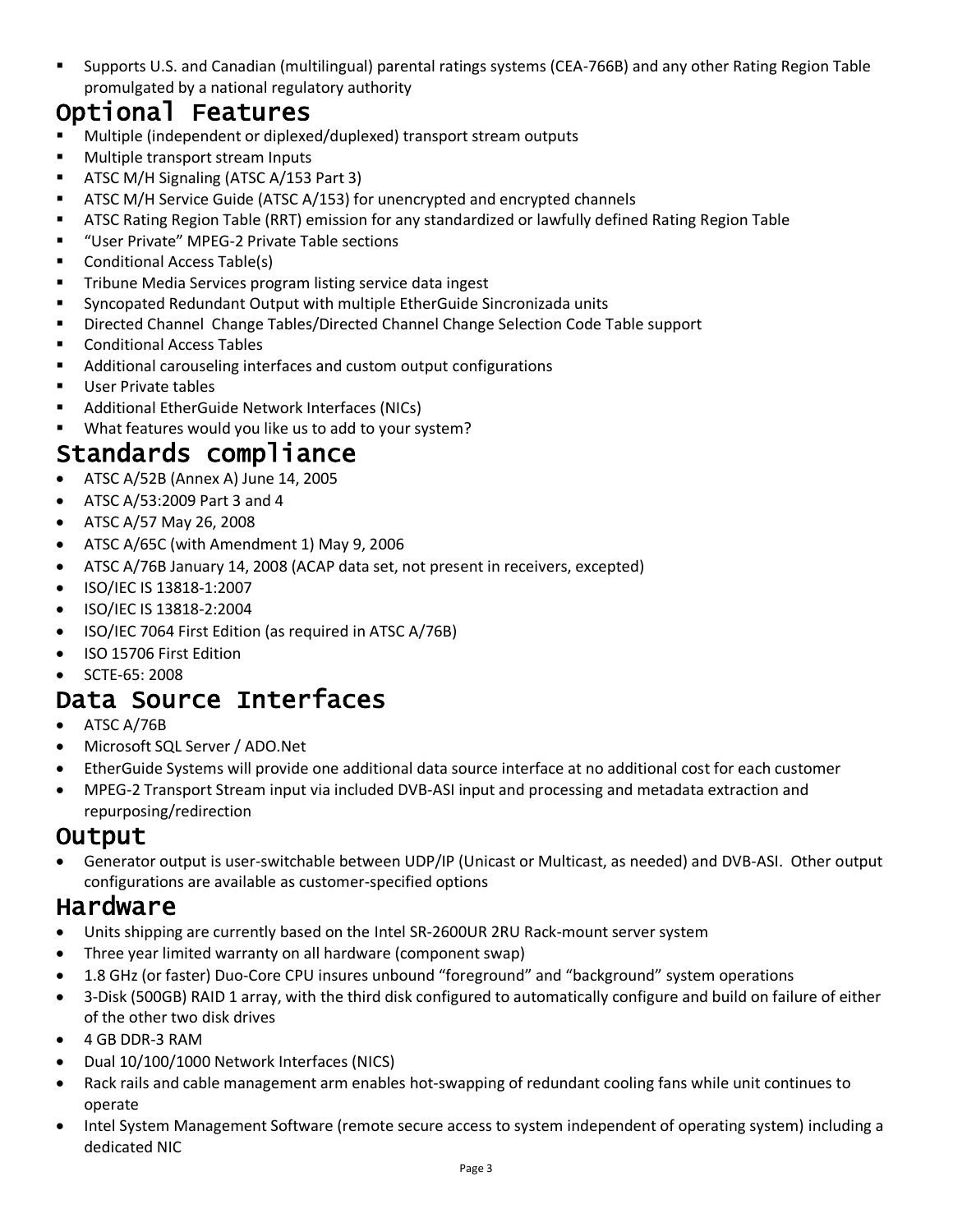- Supports U.S. and Canadian (multilingual) parental ratings systems (CEA-766B) and any other Rating Region Table promulgated by a national regulatory authority

## Optional Features

- Multiple (independent or diplexed/duplexed) transport stream outputs
- Multiple transport stream Inputs
- ATSC M/H Signaling (ATSC A/153 Part 3)
- ATSC M/H Service Guide (ATSC A/153) for unencrypted and encrypted channels
- ATSC Rating Region Table (RRT) emission for any standardized or lawfully defined Rating Region Table
- "User Private" MPEG-2 Private Table sections
- Conditional Access Table(s)
- Tribune Media Services program listing service data ingest
- Syncopated Redundant Output with multiple EtherGuide Sincronizada units
- Directed Channel Change Tables/Directed Channel Change Selection Code Table support
- Conditional Access Tables
- Additional carouseling interfaces and custom output configurations
- User Private tables
- Additional EtherGuide Network Interfaces (NICs)
- What features would you like us to add to your system?

## Standards compliance

- ATSC A/52B (Annex A) June 14, 2005
- ATSC A/53:2009 Part 3 and 4
- ATSC A/57 May 26, 2008
- ATSC A/65C (with Amendment 1) May 9, 2006
- ATSC A/76B January 14, 2008 (ACAP data set, not present in receivers, excepted)
- ISO/IEC IS 13818-1:2007
- ISO/IEC IS 13818-2:2004
- ISO/IEC 7064 First Edition (as required in ATSC A/76B)
- ISO 15706 First Edition
- SCTE-65: 2008

## Data Source Interfaces

- ATSC A/76B
- Microsoft SQL Server / ADO.Net
- EtherGuide Systems will provide one additional data source interface at no additional cost for each customer
- MPEG-2 Transport Stream input via included DVB-ASI input and processing and metadata extraction and repurposing/redirection

## Output

- Generator output is user-switchable between UDP/IP (Unicast or Multicast, as needed) and DVB-ASI. Other output configurations are available as customer-specified options

## Hardware

- Units shipping are currently based on the Intel SR-2600UR 2RU Rack-mount server system
- Three year limited warranty on all hardware (component swap)
- 1.8 GHz (or faster) Duo-Core CPU insures unbound "foreground" and "background" system operations
- 3-Disk (500GB) RAID 1 array, with the third disk configured to automatically configure and build on failure of either of the other two disk drives
- 4 GB DDR-3 RAM
- Dual 10/100/1000 Network Interfaces (NICS)
- Rack rails and cable management arm enables hot-swapping of redundant cooling fans while unit continues to operate
- Intel System Management Software (remote secure access to system independent of operating system) including a dedicated NIC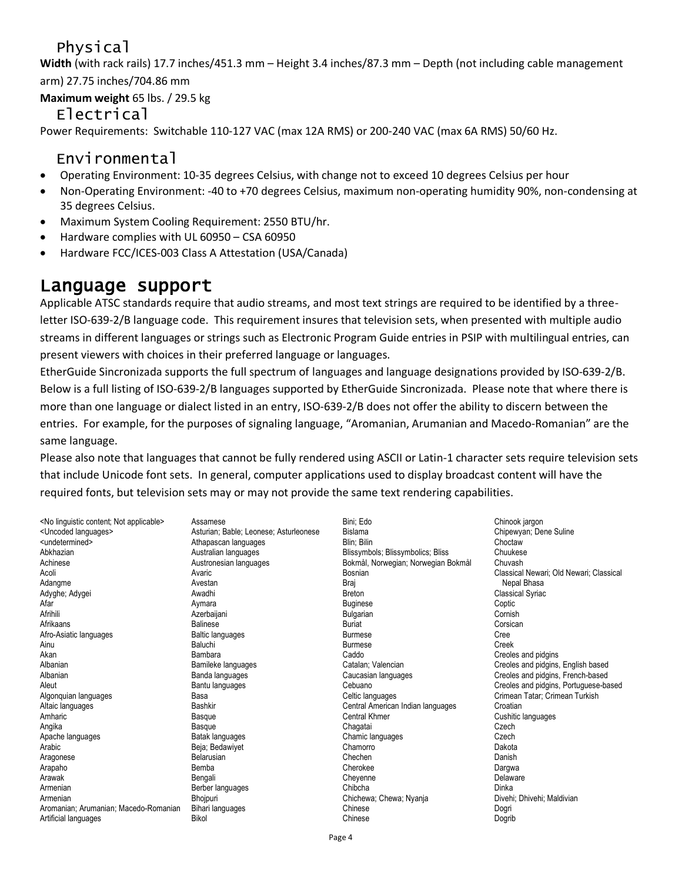### Physical

**Width** (with rack rails) 17.7 inches/451.3 mm – Height 3.4 inches/87.3 mm – Depth (not including cable management arm) 27.75 inches/704.86 mm

**Maximum weight** 65 lbs. / 29.5 kg

### Electrical

Power Requirements: Switchable 110-127 VAC (max 12A RMS) or 200-240 VAC (max 6A RMS) 50/60 Hz.

### Environmental

- Operating Environment: 10-35 degrees Celsius, with change not to exceed 10 degrees Celsius per hour
- Non-Operating Environment: -40 to +70 degrees Celsius, maximum non-operating humidity 90%, non-condensing at 35 degrees Celsius.
- Maximum System Cooling Requirement: 2550 BTU/hr.
- Hardware complies with UL 60950 – CSA 60950
- Hardware FCC/ICES-003 Class A Attestation (USA/Canada)

## Language support

Applicable ATSC standards require that audio streams, and most text strings are required to be identified by a three-letter ISO-639-2/B language code. This requirement insures that television sets, when presented with multiple audio streams in different languages or strings such as Electronic Program Guide entries in PSIP with multilingual entries, can present viewers with choices in their preferred language or languages.

EtherGuide Sincronizada supports the full spectrum of languages and language designations provided by ISO-639-2/B. Below is a full listing of ISO-639-2/B languages supported by EtherGuide Sincronizada. Please note that where there is more than one language or dialect listed in an entry, ISO-639-2/B does not offer the ability to discern between the entries. For example, for the purposes of signaling language, "Aromanian, Arumanian and Macedo-Romanian" are the same language.

Please also note that languages that cannot be fully rendered using ASCII or Latin-1 character sets require television sets that include Unicode font sets. In general, computer applications used to display broadcast content will have the required fonts, but television sets may or may not provide the same text rendering capabilities.

<No linguistic content; Not applicable>
<Uncoded languages>
<undetermined>
Abkhazian
Achinese
Acoli
Adangme
Adyghe; Adygei
Afar
Afrihili
Afrikaans
Afro-Asiatic languages
Ainu
Akan
Albanian
Albanian
Aleut
Algonquian languages
Altaic languages
Amharic
Angika
Apache languages
Arabic
Aragonese
Arapaho
Arawak
Armenian
Armenian
Aromanian; Arumanian; Macedo-Romanian
Artificial languages
Assamese
Asturian; Bable; Leonese; Asturleonese
Athapascan languages
Australian languages
Austronesian languages
Avaric
Avestan
Awadhi
Aymara
Azerbaijani
Balinese
Baltic languages
Baluchi
Bambara
Bamileke languages
Banda languages
Bantu languages
Basa
Bashkir
Basque
Basque
Batak languages
Beja; Bedawiyet
Belarusian
Bemba
Bengali
Berber languages
Bhojpuri
Bihari languages
Bikol
Bini; Edo
Bislama
Blin; Bilin
Blissymbols; Blissymbolics; Bliss
Bokmål, Norwegian; Norwegian Bokmål
Bosnian
Braj
Breton
Buginese
Bulgarian
Buriat
Burmese
Burmese
Caddo
Catalan; Valencian
Caucasian languages
Cebuano
Celtic languages
Central American Indian languages
Central Khmer
Chagatai
Chamic languages
Chamorro
Chechen
Cherokee
Cheyenne
Chibcha
Chichewa; Chewa; Nyanja
Chinese
Chinese
Chinook jargon
Chipewyan; Dene Suline
Choctaw
Chuukese
Chuvash
Classical Newari; Old Newari; Classical Nepal Bhasa
Classical Syriac
Coptic
Cornish
Corsican
Cree
Creek
Creoles and pidgins
Creoles and pidgins, English based
Creoles and pidgins, French-based
Creoles and pidgins, Portuguese-based
Crimean Tatar; Crimean Turkish
Croatian
Cushitic languages
Czech
Czech
Dakota
Danish
Dargwa
Delaware
Dinka
Divehi; Dhivehi; Maldivian
Dogri
Dogrib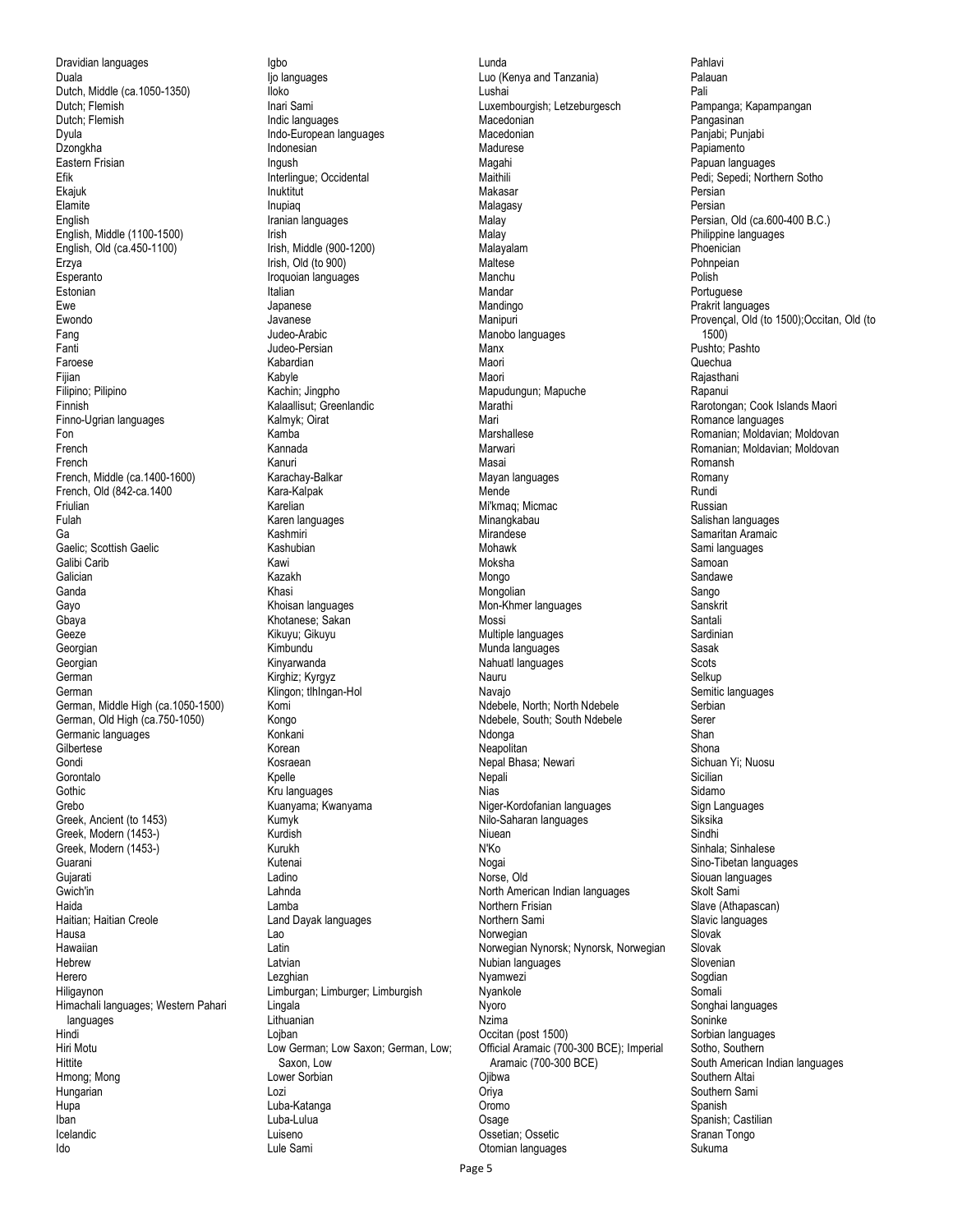Dravidian languages
Duala
Dutch, Middle (ca.1050-1350)
Dutch; Flemish
Dutch; Flemish
Dyula
Dzongkha
Eastern Frisian
Efik
Ekajuk
Elamite
English
English, Middle (1100-1500)
English, Old (ca.450-1100)
Erzya
Esperanto
Estonian
Ewe
Ewondo
Fang
Fanti
Faroese
Fijian
Filipino; Pilipino
Finnish
Finno-Ugrian languages
Fon
French
French
French, Middle (ca.1400-1600)
French, Old (842-ca.1400
Friulian
Fulah
Ga
Gaelic; Scottish Gaelic
Galibi Carib
Galician
Ganda
Gayo
Gbaya
Geeze
Georgian
Georgian
German
German
German, Middle High (ca.1050-1500)
German, Old High (ca.750-1050)
Germanic languages
Gilbertese
Gondi
Gorontalo
Gothic
Grebo
Greek, Ancient (to 1453)
Greek, Modern (1453-)
Greek, Modern (1453-)
Guarani
Gujarati
Gwich'in
Haida
Haitian; Haitian Creole
Hausa
Hawaiian
Hebrew
Herero
Hiligaynon
Himachali languages; Western Pahari languages
Hindi
Hiri Motu
Hittite
Hmong; Mong
Hungarian
Hupa
Iban
Icelandic
Ido
Igbo
Ijo languages
Iloko
Inari Sami
Indic languages
Indo-European languages
Indonesian
Ingush
Interlingue; Occidental
Inuktitut
Inupiaq
Iranian languages
Irish
Irish, Middle (900-1200)
Irish, Old (to 900)
Iroquoian languages
Italian
Japanese
Javanese
Judeo-Arabic
Judeo-Persian
Kabardian
Kabyle
Kachin; Jingpho
Kalaallisut; Greenlandic
Kalmyk; Oirat
Kamba
Kannada
Kanuri
Karachay-Balkar
Kara-Kalpak
Karelian
Karen languages
Kashmiri
Kashubian
Kawi
Kazakh
Khasi
Khoisan languages
Khotanese; Sakan
Kikuyu; Gikuyu
Kimbundu
Kinyarwanda
Kirghiz; Kyrgyz
Klingon; tlhIngan-Hol
Komi
Kongo
Konkani
Korean
Kosraean
Kpelle
Kru languages
Kuanyama; Kwanyama
Kumyk
Kurdish
Kurukh
Kutenai
Ladino
Lahnda
Lamba
Land Dayak languages
Lao
Latin
Latvian
Lezghian
Limburgan; Limburger; Limburgish
Lingala
Lithuanian
Lojban
Low German; Low Saxon; German, Low; Saxon, Low
Lower Sorbian
Lozi
Luba-Katanga
Luba-Lulua
Luiseno
Lule Sami
Lunda
Luo (Kenya and Tanzania)
Lushai
Luxembourgish; Letzeburgesch
Macedonian
Macedonian
Madurese
Magahi
Maithili
Makasar
Malagasy
Malay
Malay
Malayalam
Maltese
Manchu
Mandar
Mandingo
Manipuri
Manobo languages
Manx
Maori
Maori
Mapudungun; Mapuche
Marathi
Mari
Marshallese
Marwari
Masai
Mayan languages
Mende
Mi'kmaq; Micmac
Minangkabau
Mirandese
Mohawk
Moksha
Mongo
Mongolian
Mon-Khmer languages
Mossi
Multiple languages
Munda languages
Nahuatl languages
Nauru
Navajo
Ndebele, North; North Ndebele
Ndebele, South; South Ndebele
Ndonga
Neapolitan
Nepal Bhasa; Newari
Nepali
Nias
Niger-Kordofanian languages
Nilo-Saharan languages
Niuean
N'Ko
Nogai
Norse, Old
North American Indian languages
Northern Frisian
Northern Sami
Norwegian
Norwegian Nynorsk; Nynorsk, Norwegian
Nubian languages
Nyamwezi
Nyankole
Nyoro
Nzima
Occitan (post 1500)
Official Aramaic (700-300 BCE); Imperial Aramaic (700-300 BCE)
Ojibwa
Oriya
Oromo
Osage
Ossetian; Ossetic
Otomian languages
Pahlavi
Palauan
Pali
Pampanga; Kapampangan
Pangasinan
Panjabi; Punjabi
Papiamento
Papuan languages
Pedi; Sepedi; Northern Sotho
Persian
Persian
Persian, Old (ca.600-400 B.C.)
Philippine languages
Phoenician
Pohnpeian
Polish
Portuguese
Prakrit languages
Provençal, Old (to 1500);Occitan, Old (to 1500)
Pushto; Pashto
Quechua
Rajasthani
Rapanui
Rarotongan; Cook Islands Maori
Romance languages
Romanian; Moldavian; Moldovan
Romanian; Moldavian; Moldovan
Romansh
Romany
Rundi
Russian
Salishan languages
Samaritan Aramaic
Sami languages
Samoan
Sandawe
Sango
Sanskrit
Santali
Sardinian
Sasak
Scots
Selkup
Semitic languages
Serbian
Serer
Shan
Shona
Sichuan Yi; Nuosu
Sicilian
Sidamo
Sign Languages
Siksika
Sindhi
Sinhala; Sinhalese
Sino-Tibetan languages
Siouan languages
Skolt Sami
Slave (Athapascan)
Slavic languages
Slovak
Slovak
Slovenian
Sogdian
Somali
Songhai languages
Soninke
Sorbian languages
Sotho, Southern
South American Indian languages
Southern Altai
Southern Sami
Spanish
Spanish; Castilian
Sranan Tongo
Sukuma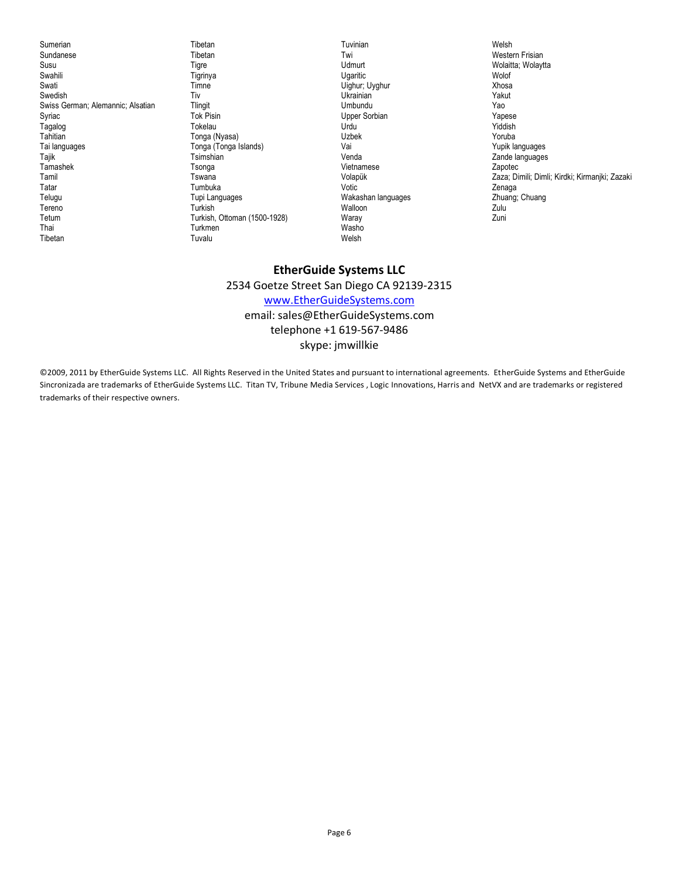Sumerian
Sundanese
Susu
Swahili
Swati
Swedish
Swiss German; Alemannic; Alsatian
Syriac
Tagalog
Tahitian
Tai languages
Tajik
Tamashek
Tamil
Tatar
Telugu
Tereno
Tetum
Thai
Tibetan
Tibetan
Tibetan
Tigre
Tigrinya
Timne
Tiv
Tlingit
Tok Pisin
Tokelau
Tonga (Nyasa)
Tonga (Tonga Islands)
Tsimshian
Tsonga
Tswana
Tumbuka
Tupi Languages
Turkish
Turkish, Ottoman (1500-1928)
Turkmen
Tuvalu
Tuvinian
Twi
Udmurt
Ugaritic
Uighur; Uyghur
Ukrainian
Umbundu
Upper Sorbian
Urdu
Uzbek
Vai
Venda
Vietnamese
Volapük
Votic
Wakashan languages
Walloon
Waray
Washo
Welsh
Welsh
Western Frisian
Wolaitta; Wolaytta
Wolof
Xhosa
Yakut
Yao
Yapese
Yiddish
Yoruba
Yupik languages
Zande languages
Zapotec
Zaza; Dimili; Dimli; Kirdki; Kirmanjki; Zazaki
Zenaga
Zhuang; Chuang
Zulu
Zuni

**EtherGuide Systems LLC**
2534 Goetze Street San Diego CA 92139-2315
www.EtherGuideSystems.com
email: sales@EtherGuideSystems.com
telephone +1 619-567-9486
skype: jmwillkie

©2009, 2011 by EtherGuide Systems LLC. All Rights Reserved in the United States and pursuant to international agreements. EtherGuide Systems and EtherGuide Sincronizada are trademarks of EtherGuide Systems LLC. Titan TV, Tribune Media Services , Logic Innovations, Harris and NetVX and are trademarks or registered trademarks of their respective owners.